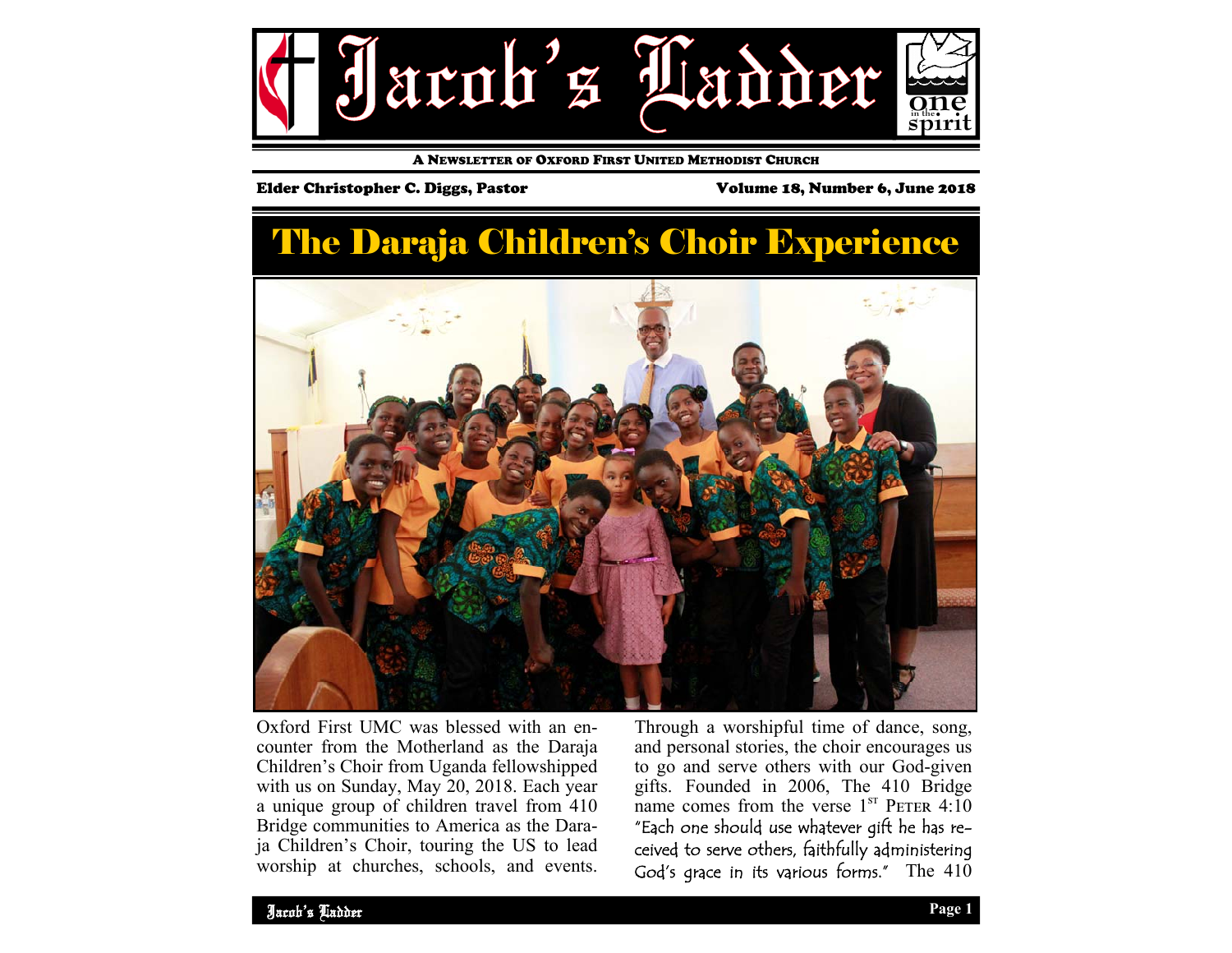# Jacob's Ladder

A NEWSLETTER OF OXFORD FIRST UNITED METHODIST CHURCH

**Elder Christopher C. Diggs, Pastor** — **Volume 18, Number 6, June 2018**

## The Daraja Children's Choir Experience

Oxford First UMC was blessed with an encounter from the Motherland as the Daraja Children's Choir from Uganda fellowshipped with us on Sunday, May 20, 2018. Each year a unique group of children travel from 410 Bridge communities to America as the Daraja Children's Choir, touring the US to lead worship at churches, schools, and events. Through a worshipful time of dance, song, and personal stories, the choir encourages us to go and serve others with our God-given gifts. Founded in 2006, The 410 Bridge name comes from the verse 1st Peter 4:10 "Each one should use whatever gift he has received to serve others, faithfully administering God's grace in its various forms." The 410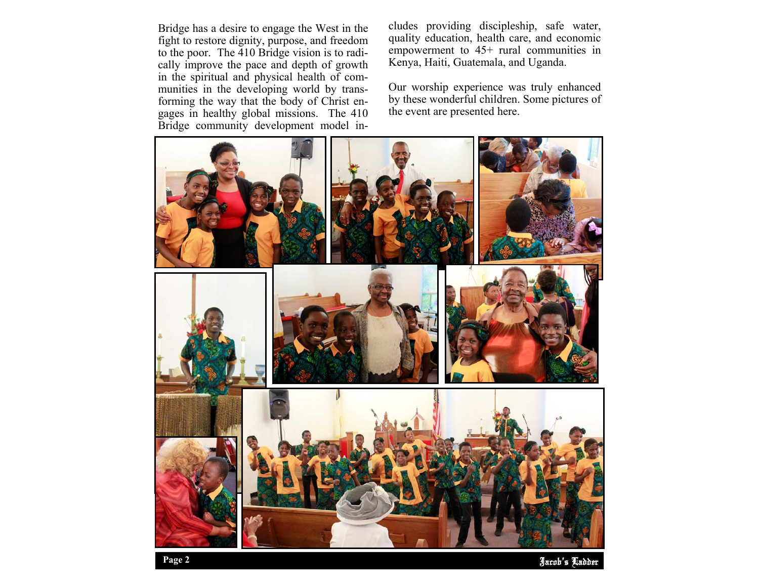Bridge has a desire to engage the West in the fight to restore dignity, purpose, and freedom to the poor. The 410 Bridge vision is to radically improve the pace and depth of growth in the spiritual and physical health of communities in the developing world by transforming the way that the body of Christ engages in healthy global missions. The 410 Bridge community development model includes providing discipleship, safe water, quality education, health care, and economic empowerment to 45+ rural communities in Kenya, Haiti, Guatemala, and Uganda.

Our worship experience was truly enhanced by these wonderful children. Some pictures of the event are presented here.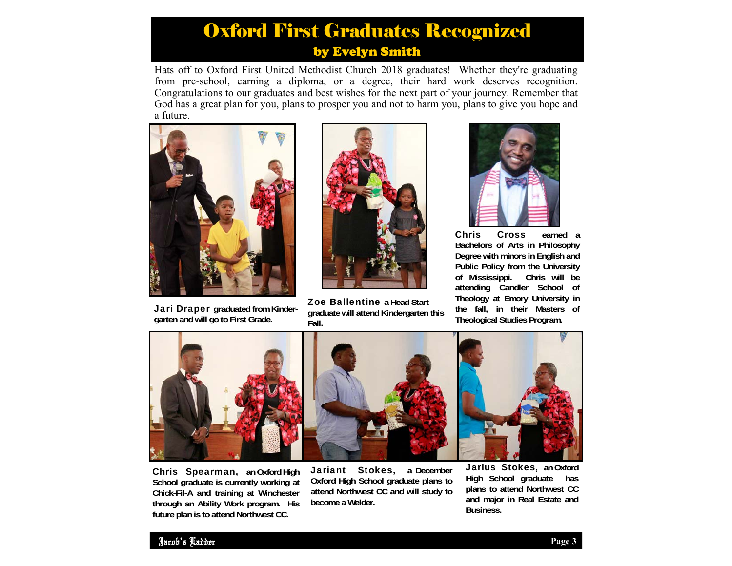# Oxford First Graduates Recognized

## by Evelyn Smith

Hats off to Oxford First United Methodist Church 2018 graduates! Whether they're graduating from pre-school, earning a diploma, or a degree, their hard work deserves recognition. Congratulations to our graduates and best wishes for the next part of your journey. Remember that God has a great plan for you, plans to prosper you and not to harm you, plans to give you hope and a future.

**Jari Draper** graduated from Kindergarten and will go to First Grade.

**Zoe Ballentine** a Head Start graduate will attend Kindergarten this Fall.

**Chris Cross** earned a Bachelors of Arts in Philosophy Degree with minors in English and Public Policy from the University of Mississippi. Chris will be attending Candler School of Theology at Emory University in the fall, in their Masters of Theological Studies Program.

**Chris Spearman,** an Oxford High School graduate is currently working at Chick-Fil-A and training at Winchester through an Ability Work program. His future plan is to attend Northwest CC.

**Jariant Stokes,** a December Oxford High School graduate plans to attend Northwest CC and will study to become a Welder.

**Jarius Stokes,** an Oxford High School graduate has plans to attend Northwest CC and major in Real Estate and Business.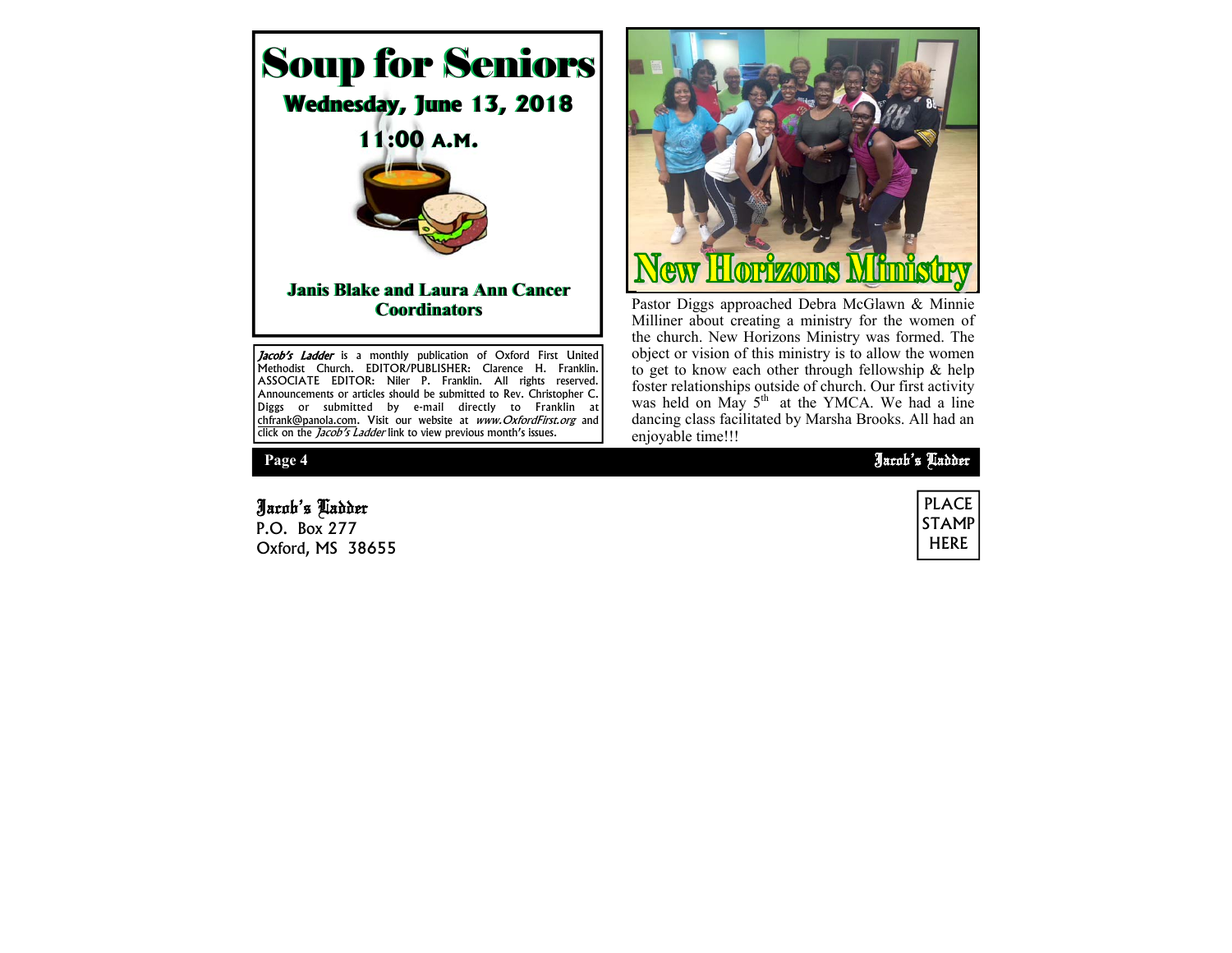# Soup for Seniors

**Wednesday, June 13, 2018**

**11:00 A.M.**

**Janis Blake and Laura Ann Cancer Coordinators**

*Jacob's Ladder* is a monthly publication of Oxford First United Methodist Church. EDITOR/PUBLISHER: Clarence H. Franklin. ASSOCIATE EDITOR: Niler P. Franklin. All rights reserved. Announcements or articles should be submitted to Rev. Christopher C. Diggs or submitted by e-mail directly to Franklin at chfrank@panola.com. Visit our website at *www.OxfordFirst.org* and click on the *Jacob's Ladder* link to view previous month's issues.

## New Horizons Ministry

Pastor Diggs approached Debra McGlawn & Minnie Milliner about creating a ministry for the women of the church. New Horizons Ministry was formed. The object or vision of this ministry is to allow the women to get to know each other through fellowship & help foster relationships outside of church. Our first activity was held on May 5th at the YMCA. We had a line dancing class facilitated by Marsha Brooks. All had an enjoyable time!!!

Jacob's Ladder
P.O. Box 277
Oxford, MS 38655

PLACE STAMP HERE